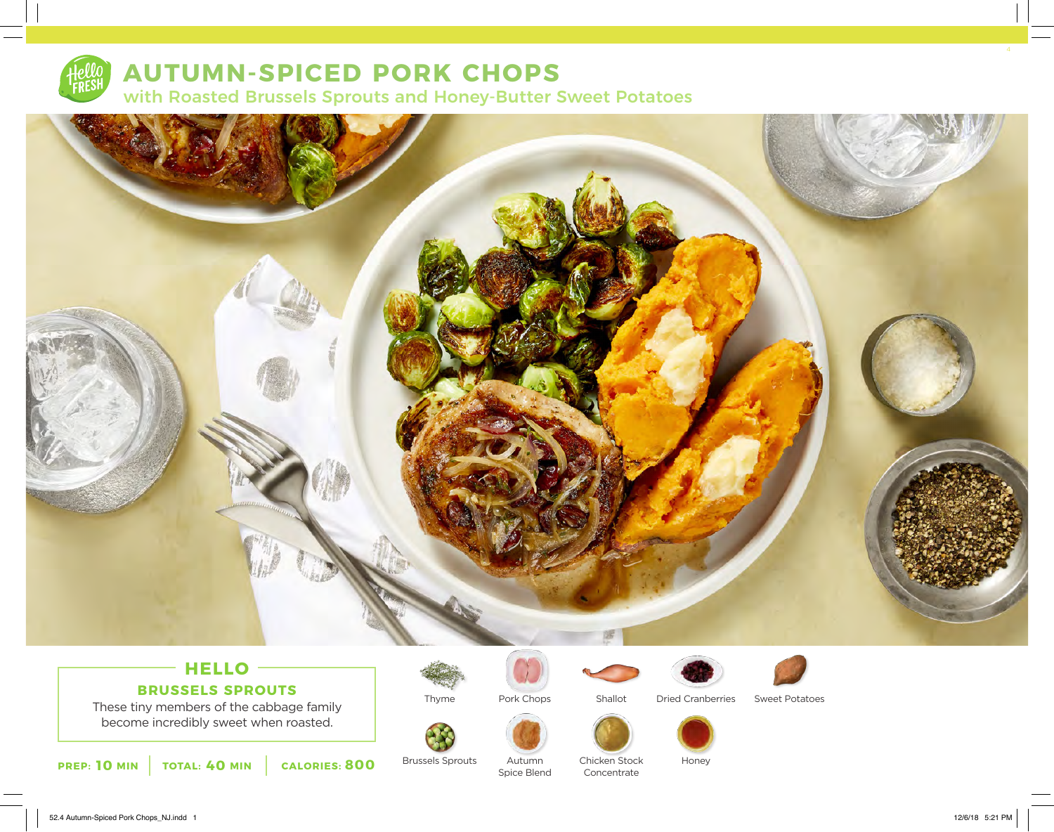# AUTUMN-SPICED PORK CHOPS

## with Roasted Brussels Sprouts and Honey-Butter Sweet Potatoes

### HELLO

**BRUSSELS SPROUTS**

These tiny members of the cabbage family become incredibly sweet when roasted.

**PREP: 10 MIN** | **TOTAL: 40 MIN** | **CALORIES: 800**

- Thyme
- Pork Chops
- Shallot
- Dried Cranberries
- Sweet Potatoes
- Brussels Sprouts
- Autumn Spice Blend
- Chicken Stock Concentrate
- Honey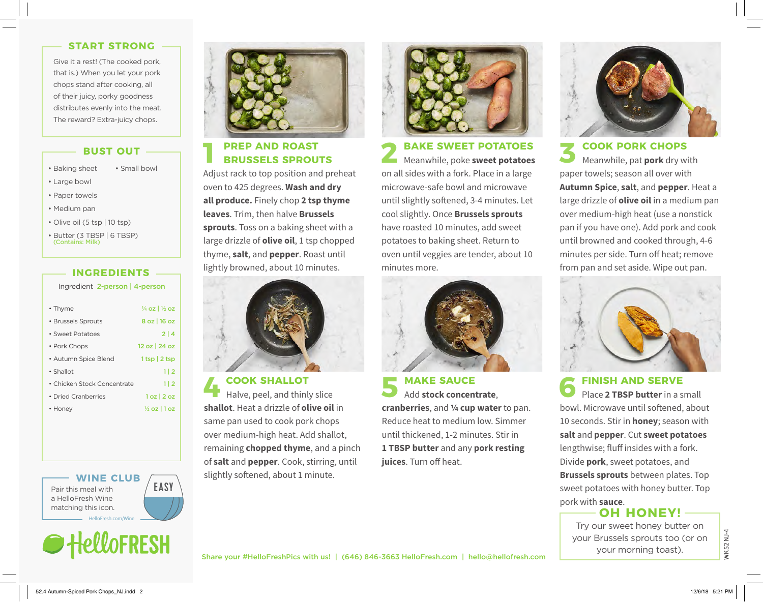## START STRONG

Give it a rest! (The cooked pork, that is.) When you let your pork chops stand after cooking, all of their juicy, porky goodness distributes evenly into the meat. The reward? Extra-juicy chops.

## BUST OUT

- Baking sheet
- Small bowl
- Large bowl
- Paper towels
- Medium pan
- Olive oil (5 tsp | 10 tsp)
- Butter (3 TBSP | 6 TBSP) (Contains: Milk)

## INGREDIENTS

| Ingredient | 2-person \| 4-person |
|---|---|
| Thyme | ¼ oz \| ½ oz |
| Brussels Sprouts | 8 oz \| 16 oz |
| Sweet Potatoes | 2 \| 4 |
| Pork Chops | 12 oz \| 24 oz |
| Autumn Spice Blend | 1 tsp \| 2 tsp |
| Shallot | 1 \| 2 |
| Chicken Stock Concentrate | 1 \| 2 |
| Dried Cranberries | 1 oz \| 2 oz |
| Honey | ½ oz \| 1 oz |

## WINE CLUB

Pair this meal with a HelloFresh Wine matching this icon.

EASY

HelloFresh.com/Wine

HelloFRESH

## 1 PREP AND ROAST BRUSSELS SPROUTS

Adjust rack to top position and preheat oven to 425 degrees. **Wash and dry all produce.** Finely chop **2 tsp thyme leaves**. Trim, then halve **Brussels sprouts**. Toss on a baking sheet with a large drizzle of **olive oil**, 1 tsp chopped thyme, **salt**, and **pepper**. Roast until lightly browned, about 10 minutes.

## 2 BAKE SWEET POTATOES

Meanwhile, poke **sweet potatoes** on all sides with a fork. Place in a large microwave-safe bowl and microwave until slightly softened, 3-4 minutes. Let cool slightly. Once **Brussels sprouts** have roasted 10 minutes, add sweet potatoes to baking sheet. Return to oven until veggies are tender, about 10 minutes more.

## 3 COOK PORK CHOPS

Meanwhile, pat **pork** dry with paper towels; season all over with **Autumn Spice**, **salt**, and **pepper**. Heat a large drizzle of **olive oil** in a medium pan over medium-high heat (use a nonstick pan if you have one). Add pork and cook until browned and cooked through, 4-6 minutes per side. Turn off heat; remove from pan and set aside. Wipe out pan.

## 4 COOK SHALLOT

Halve, peel, and thinly slice **shallot**. Heat a drizzle of **olive oil** in same pan used to cook pork chops over medium-high heat. Add shallot, remaining **chopped thyme**, and a pinch of **salt** and **pepper**. Cook, stirring, until slightly softened, about 1 minute.

## 5 MAKE SAUCE

Add **stock concentrate**, **cranberries**, and **¼ cup water** to pan. Reduce heat to medium low. Simmer until thickened, 1-2 minutes. Stir in **1 TBSP butter** and any **pork resting juices**. Turn off heat.

## 6 FINISH AND SERVE

Place **2 TBSP butter** in a small bowl. Microwave until softened, about 10 seconds. Stir in **honey**; season with **salt** and **pepper**. Cut **sweet potatoes** lengthwise; fluff insides with a fork. Divide **pork**, sweet potatoes, and **Brussels sprouts** between plates. Top sweet potatoes with honey butter. Top pork with **sauce**.

## OH HONEY!

Try our sweet honey butter on your Brussels sprouts too (or on your morning toast).

Share your #HelloFreshPics with us! | (646) 846-3663 HelloFresh.com | hello@hellofresh.com

WK52 NJ-4